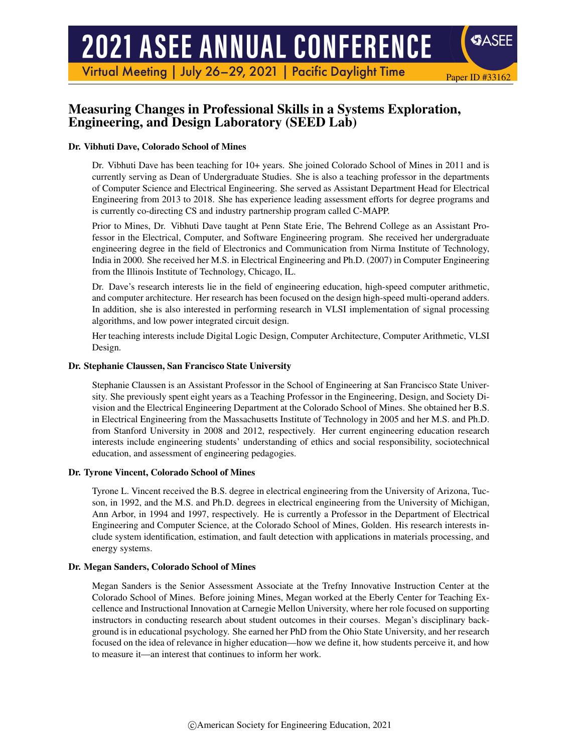# Measuring Changes in Professional Skills in a Systems Exploration, Engineering, and Design Laboratory (SEED Lab)

**Dr. Vibhuti Dave, Colorado School of Mines**

Dr. Vibhuti Dave has been teaching for 10+ years. She joined Colorado School of Mines in 2011 and is currently serving as Dean of Undergraduate Studies. She is also a teaching professor in the departments of Computer Science and Electrical Engineering. She served as Assistant Department Head for Electrical Engineering from 2013 to 2018. She has experience leading assessment efforts for degree programs and is currently co-directing CS and industry partnership program called C-MAPP.

Prior to Mines, Dr. Vibhuti Dave taught at Penn State Erie, The Behrend College as an Assistant Professor in the Electrical, Computer, and Software Engineering program. She received her undergraduate engineering degree in the field of Electronics and Communication from Nirma Institute of Technology, India in 2000. She received her M.S. in Electrical Engineering and Ph.D. (2007) in Computer Engineering from the Illinois Institute of Technology, Chicago, IL.

Dr. Dave's research interests lie in the field of engineering education, high-speed computer arithmetic, and computer architecture. Her research has been focused on the design high-speed multi-operand adders. In addition, she is also interested in performing research in VLSI implementation of signal processing algorithms, and low power integrated circuit design.

Her teaching interests include Digital Logic Design, Computer Architecture, Computer Arithmetic, VLSI Design.

**Dr. Stephanie Claussen, San Francisco State University**

Stephanie Claussen is an Assistant Professor in the School of Engineering at San Francisco State University. She previously spent eight years as a Teaching Professor in the Engineering, Design, and Society Division and the Electrical Engineering Department at the Colorado School of Mines. She obtained her B.S. in Electrical Engineering from the Massachusetts Institute of Technology in 2005 and her M.S. and Ph.D. from Stanford University in 2008 and 2012, respectively. Her current engineering education research interests include engineering students' understanding of ethics and social responsibility, sociotechnical education, and assessment of engineering pedagogies.

**Dr. Tyrone Vincent, Colorado School of Mines**

Tyrone L. Vincent received the B.S. degree in electrical engineering from the University of Arizona, Tucson, in 1992, and the M.S. and Ph.D. degrees in electrical engineering from the University of Michigan, Ann Arbor, in 1994 and 1997, respectively. He is currently a Professor in the Department of Electrical Engineering and Computer Science, at the Colorado School of Mines, Golden. His research interests include system identification, estimation, and fault detection with applications in materials processing, and energy systems.

**Dr. Megan Sanders, Colorado School of Mines**

Megan Sanders is the Senior Assessment Associate at the Trefny Innovative Instruction Center at the Colorado School of Mines. Before joining Mines, Megan worked at the Eberly Center for Teaching Excellence and Instructional Innovation at Carnegie Mellon University, where her role focused on supporting instructors in conducting research about student outcomes in their courses. Megan's disciplinary background is in educational psychology. She earned her PhD from the Ohio State University, and her research focused on the idea of relevance in higher education—how we define it, how students perceive it, and how to measure it—an interest that continues to inform her work.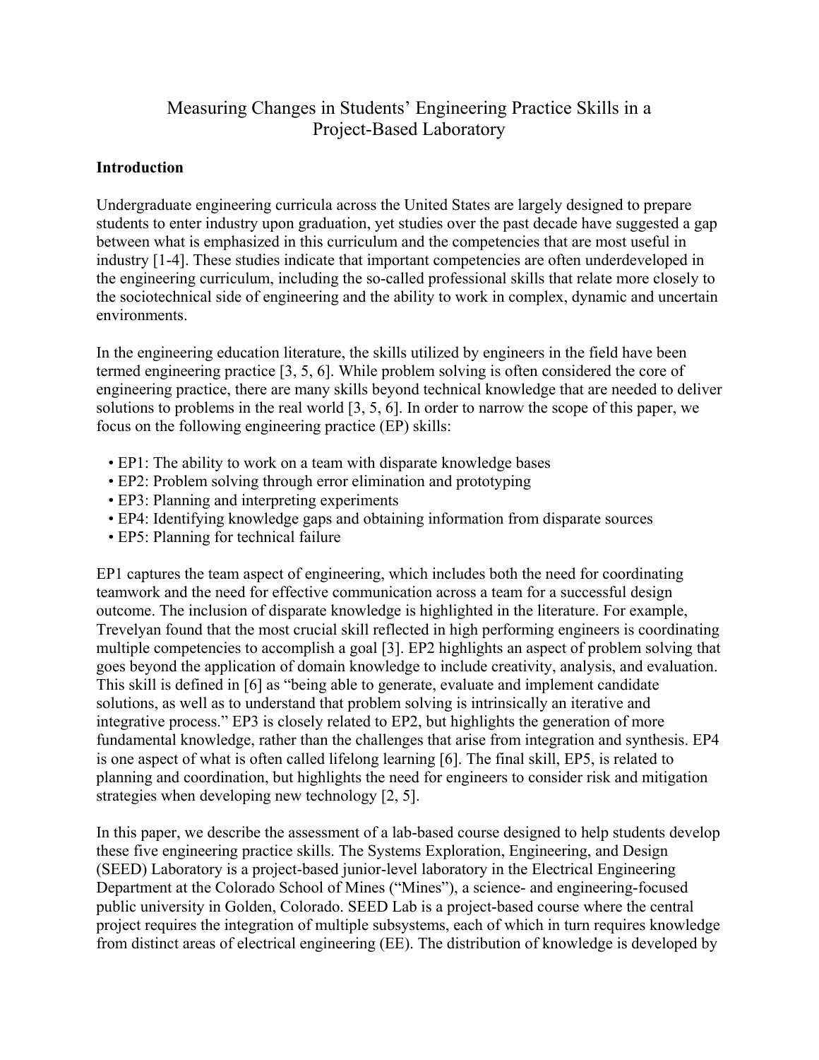# Measuring Changes in Students' Engineering Practice Skills in a Project-Based Laboratory

## Introduction

Undergraduate engineering curricula across the United States are largely designed to prepare students to enter industry upon graduation, yet studies over the past decade have suggested a gap between what is emphasized in this curriculum and the competencies that are most useful in industry [1-4]. These studies indicate that important competencies are often underdeveloped in the engineering curriculum, including the so-called professional skills that relate more closely to the sociotechnical side of engineering and the ability to work in complex, dynamic and uncertain environments.

In the engineering education literature, the skills utilized by engineers in the field have been termed engineering practice [3, 5, 6]. While problem solving is often considered the core of engineering practice, there are many skills beyond technical knowledge that are needed to deliver solutions to problems in the real world [3, 5, 6]. In order to narrow the scope of this paper, we focus on the following engineering practice (EP) skills:

- EP1: The ability to work on a team with disparate knowledge bases
- EP2: Problem solving through error elimination and prototyping
- EP3: Planning and interpreting experiments
- EP4: Identifying knowledge gaps and obtaining information from disparate sources
- EP5: Planning for technical failure

EP1 captures the team aspect of engineering, which includes both the need for coordinating teamwork and the need for effective communication across a team for a successful design outcome. The inclusion of disparate knowledge is highlighted in the literature. For example, Trevelyan found that the most crucial skill reflected in high performing engineers is coordinating multiple competencies to accomplish a goal [3]. EP2 highlights an aspect of problem solving that goes beyond the application of domain knowledge to include creativity, analysis, and evaluation. This skill is defined in [6] as "being able to generate, evaluate and implement candidate solutions, as well as to understand that problem solving is intrinsically an iterative and integrative process." EP3 is closely related to EP2, but highlights the generation of more fundamental knowledge, rather than the challenges that arise from integration and synthesis. EP4 is one aspect of what is often called lifelong learning [6]. The final skill, EP5, is related to planning and coordination, but highlights the need for engineers to consider risk and mitigation strategies when developing new technology [2, 5].

In this paper, we describe the assessment of a lab-based course designed to help students develop these five engineering practice skills. The Systems Exploration, Engineering, and Design (SEED) Laboratory is a project-based junior-level laboratory in the Electrical Engineering Department at the Colorado School of Mines ("Mines"), a science- and engineering-focused public university in Golden, Colorado. SEED Lab is a project-based course where the central project requires the integration of multiple subsystems, each of which in turn requires knowledge from distinct areas of electrical engineering (EE). The distribution of knowledge is developed by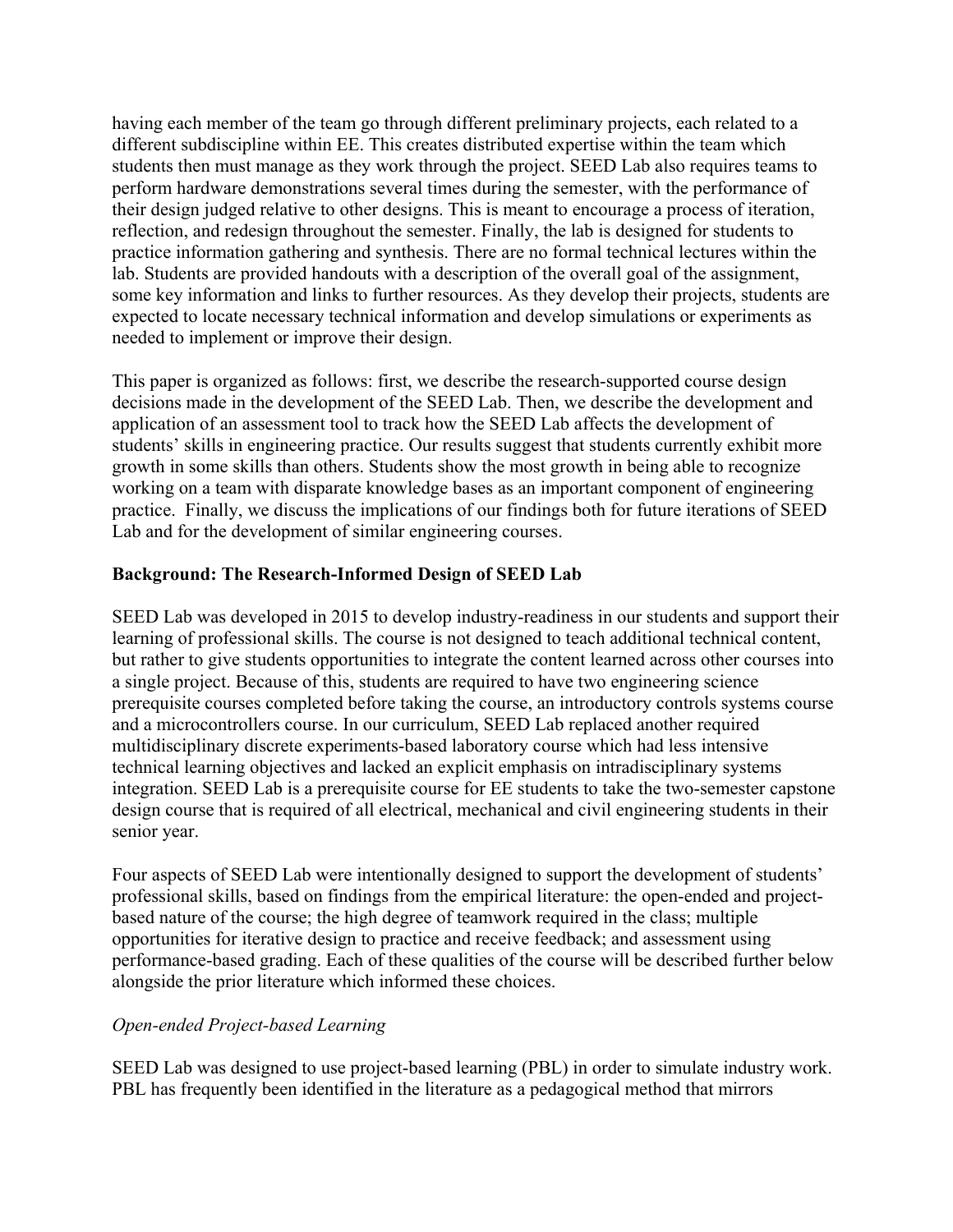having each member of the team go through different preliminary projects, each related to a different subdiscipline within EE. This creates distributed expertise within the team which students then must manage as they work through the project. SEED Lab also requires teams to perform hardware demonstrations several times during the semester, with the performance of their design judged relative to other designs. This is meant to encourage a process of iteration, reflection, and redesign throughout the semester. Finally, the lab is designed for students to practice information gathering and synthesis. There are no formal technical lectures within the lab. Students are provided handouts with a description of the overall goal of the assignment, some key information and links to further resources. As they develop their projects, students are expected to locate necessary technical information and develop simulations or experiments as needed to implement or improve their design.

This paper is organized as follows: first, we describe the research-supported course design decisions made in the development of the SEED Lab. Then, we describe the development and application of an assessment tool to track how the SEED Lab affects the development of students' skills in engineering practice. Our results suggest that students currently exhibit more growth in some skills than others. Students show the most growth in being able to recognize working on a team with disparate knowledge bases as an important component of engineering practice. Finally, we discuss the implications of our findings both for future iterations of SEED Lab and for the development of similar engineering courses.

## Background: The Research-Informed Design of SEED Lab

SEED Lab was developed in 2015 to develop industry-readiness in our students and support their learning of professional skills. The course is not designed to teach additional technical content, but rather to give students opportunities to integrate the content learned across other courses into a single project. Because of this, students are required to have two engineering science prerequisite courses completed before taking the course, an introductory controls systems course and a microcontrollers course. In our curriculum, SEED Lab replaced another required multidisciplinary discrete experiments-based laboratory course which had less intensive technical learning objectives and lacked an explicit emphasis on intradisciplinary systems integration. SEED Lab is a prerequisite course for EE students to take the two-semester capstone design course that is required of all electrical, mechanical and civil engineering students in their senior year.

Four aspects of SEED Lab were intentionally designed to support the development of students' professional skills, based on findings from the empirical literature: the open-ended and project-based nature of the course; the high degree of teamwork required in the class; multiple opportunities for iterative design to practice and receive feedback; and assessment using performance-based grading. Each of these qualities of the course will be described further below alongside the prior literature which informed these choices.

### *Open-ended Project-based Learning*

SEED Lab was designed to use project-based learning (PBL) in order to simulate industry work. PBL has frequently been identified in the literature as a pedagogical method that mirrors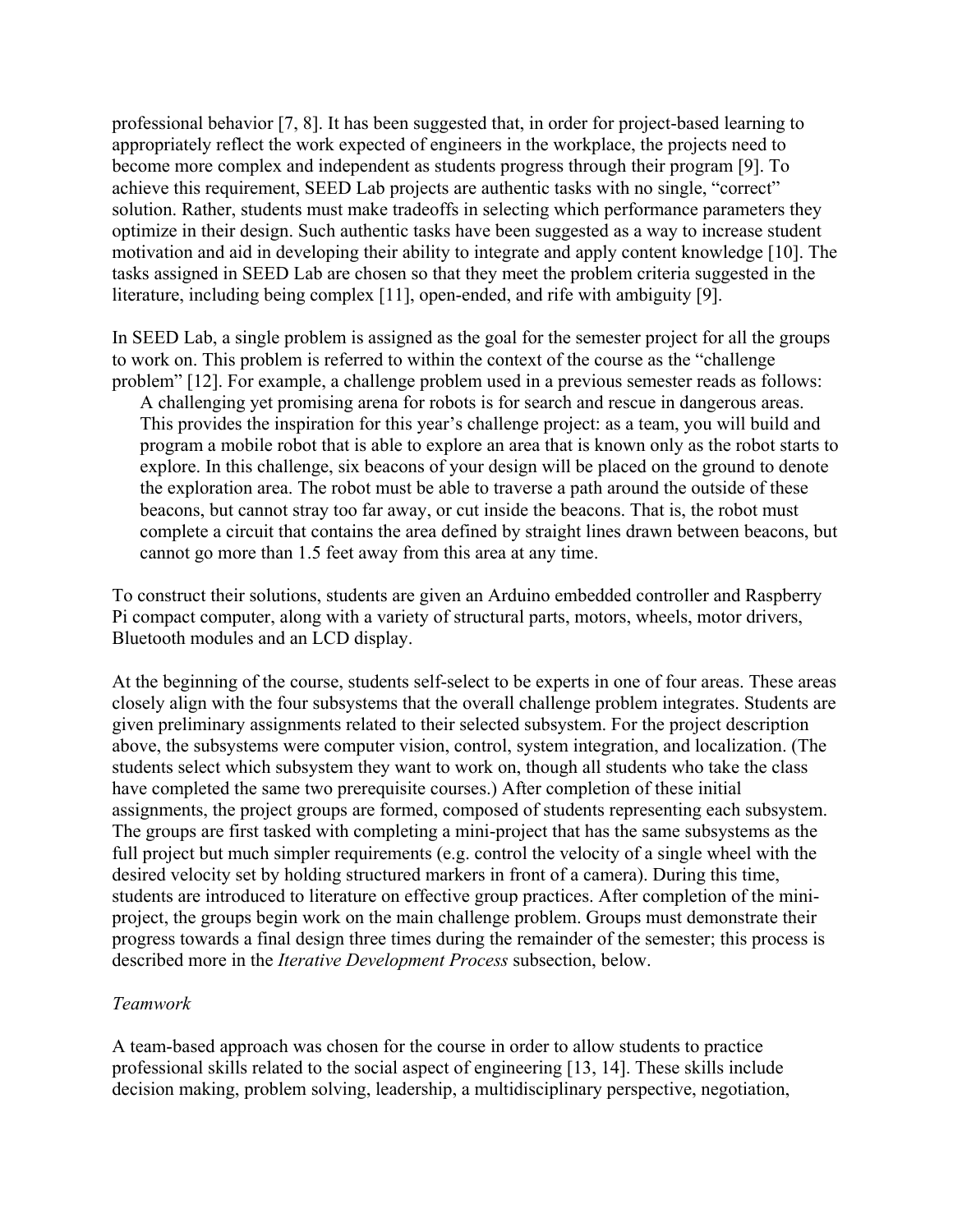professional behavior [7, 8]. It has been suggested that, in order for project-based learning to appropriately reflect the work expected of engineers in the workplace, the projects need to become more complex and independent as students progress through their program [9]. To achieve this requirement, SEED Lab projects are authentic tasks with no single, "correct" solution. Rather, students must make tradeoffs in selecting which performance parameters they optimize in their design. Such authentic tasks have been suggested as a way to increase student motivation and aid in developing their ability to integrate and apply content knowledge [10]. The tasks assigned in SEED Lab are chosen so that they meet the problem criteria suggested in the literature, including being complex [11], open-ended, and rife with ambiguity [9].

In SEED Lab, a single problem is assigned as the goal for the semester project for all the groups to work on. This problem is referred to within the context of the course as the "challenge problem" [12]. For example, a challenge problem used in a previous semester reads as follows:

> A challenging yet promising arena for robots is for search and rescue in dangerous areas. This provides the inspiration for this year's challenge project: as a team, you will build and program a mobile robot that is able to explore an area that is known only as the robot starts to explore. In this challenge, six beacons of your design will be placed on the ground to denote the exploration area. The robot must be able to traverse a path around the outside of these beacons, but cannot stray too far away, or cut inside the beacons. That is, the robot must complete a circuit that contains the area defined by straight lines drawn between beacons, but cannot go more than 1.5 feet away from this area at any time.

To construct their solutions, students are given an Arduino embedded controller and Raspberry Pi compact computer, along with a variety of structural parts, motors, wheels, motor drivers, Bluetooth modules and an LCD display.

At the beginning of the course, students self-select to be experts in one of four areas. These areas closely align with the four subsystems that the overall challenge problem integrates. Students are given preliminary assignments related to their selected subsystem. For the project description above, the subsystems were computer vision, control, system integration, and localization. (The students select which subsystem they want to work on, though all students who take the class have completed the same two prerequisite courses.) After completion of these initial assignments, the project groups are formed, composed of students representing each subsystem. The groups are first tasked with completing a mini-project that has the same subsystems as the full project but much simpler requirements (e.g. control the velocity of a single wheel with the desired velocity set by holding structured markers in front of a camera). During this time, students are introduced to literature on effective group practices. After completion of the mini-project, the groups begin work on the main challenge problem. Groups must demonstrate their progress towards a final design three times during the remainder of the semester; this process is described more in the *Iterative Development Process* subsection, below.

### *Teamwork*

A team-based approach was chosen for the course in order to allow students to practice professional skills related to the social aspect of engineering [13, 14]. These skills include decision making, problem solving, leadership, a multidisciplinary perspective, negotiation,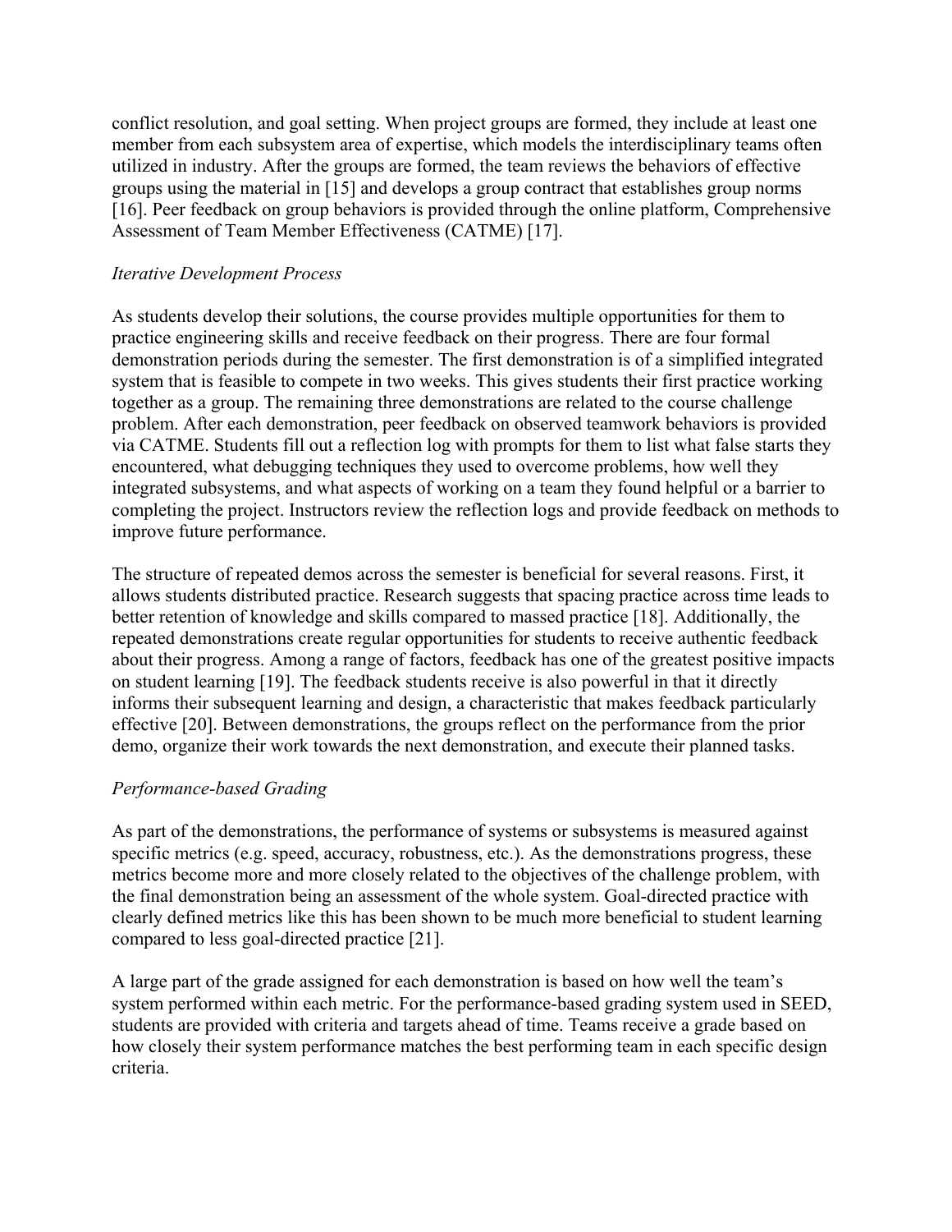conflict resolution, and goal setting. When project groups are formed, they include at least one member from each subsystem area of expertise, which models the interdisciplinary teams often utilized in industry. After the groups are formed, the team reviews the behaviors of effective groups using the material in [15] and develops a group contract that establishes group norms [16]. Peer feedback on group behaviors is provided through the online platform, Comprehensive Assessment of Team Member Effectiveness (CATME) [17].

*Iterative Development Process*

As students develop their solutions, the course provides multiple opportunities for them to practice engineering skills and receive feedback on their progress. There are four formal demonstration periods during the semester. The first demonstration is of a simplified integrated system that is feasible to compete in two weeks. This gives students their first practice working together as a group. The remaining three demonstrations are related to the course challenge problem. After each demonstration, peer feedback on observed teamwork behaviors is provided via CATME. Students fill out a reflection log with prompts for them to list what false starts they encountered, what debugging techniques they used to overcome problems, how well they integrated subsystems, and what aspects of working on a team they found helpful or a barrier to completing the project. Instructors review the reflection logs and provide feedback on methods to improve future performance.

The structure of repeated demos across the semester is beneficial for several reasons. First, it allows students distributed practice. Research suggests that spacing practice across time leads to better retention of knowledge and skills compared to massed practice [18]. Additionally, the repeated demonstrations create regular opportunities for students to receive authentic feedback about their progress. Among a range of factors, feedback has one of the greatest positive impacts on student learning [19]. The feedback students receive is also powerful in that it directly informs their subsequent learning and design, a characteristic that makes feedback particularly effective [20]. Between demonstrations, the groups reflect on the performance from the prior demo, organize their work towards the next demonstration, and execute their planned tasks.

*Performance-based Grading*

As part of the demonstrations, the performance of systems or subsystems is measured against specific metrics (e.g. speed, accuracy, robustness, etc.). As the demonstrations progress, these metrics become more and more closely related to the objectives of the challenge problem, with the final demonstration being an assessment of the whole system. Goal-directed practice with clearly defined metrics like this has been shown to be much more beneficial to student learning compared to less goal-directed practice [21].

A large part of the grade assigned for each demonstration is based on how well the team's system performed within each metric. For the performance-based grading system used in SEED, students are provided with criteria and targets ahead of time. Teams receive a grade based on how closely their system performance matches the best performing team in each specific design criteria.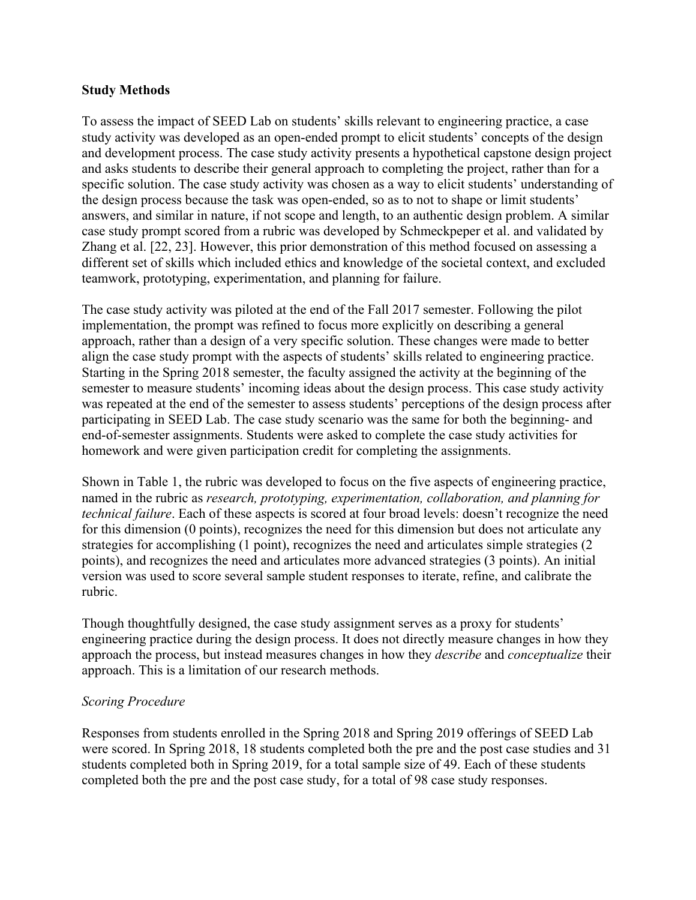**Study Methods**

To assess the impact of SEED Lab on students' skills relevant to engineering practice, a case study activity was developed as an open-ended prompt to elicit students' concepts of the design and development process. The case study activity presents a hypothetical capstone design project and asks students to describe their general approach to completing the project, rather than for a specific solution. The case study activity was chosen as a way to elicit students' understanding of the design process because the task was open-ended, so as to not to shape or limit students' answers, and similar in nature, if not scope and length, to an authentic design problem. A similar case study prompt scored from a rubric was developed by Schmeckpeper et al. and validated by Zhang et al. [22, 23]. However, this prior demonstration of this method focused on assessing a different set of skills which included ethics and knowledge of the societal context, and excluded teamwork, prototyping, experimentation, and planning for failure.

The case study activity was piloted at the end of the Fall 2017 semester. Following the pilot implementation, the prompt was refined to focus more explicitly on describing a general approach, rather than a design of a very specific solution. These changes were made to better align the case study prompt with the aspects of students' skills related to engineering practice. Starting in the Spring 2018 semester, the faculty assigned the activity at the beginning of the semester to measure students' incoming ideas about the design process. This case study activity was repeated at the end of the semester to assess students' perceptions of the design process after participating in SEED Lab. The case study scenario was the same for both the beginning- and end-of-semester assignments. Students were asked to complete the case study activities for homework and were given participation credit for completing the assignments.

Shown in Table 1, the rubric was developed to focus on the five aspects of engineering practice, named in the rubric as *research, prototyping, experimentation, collaboration, and planning for technical failure*. Each of these aspects is scored at four broad levels: doesn't recognize the need for this dimension (0 points), recognizes the need for this dimension but does not articulate any strategies for accomplishing (1 point), recognizes the need and articulates simple strategies (2 points), and recognizes the need and articulates more advanced strategies (3 points). An initial version was used to score several sample student responses to iterate, refine, and calibrate the rubric.

Though thoughtfully designed, the case study assignment serves as a proxy for students' engineering practice during the design process. It does not directly measure changes in how they approach the process, but instead measures changes in how they *describe* and *conceptualize* their approach. This is a limitation of our research methods.

*Scoring Procedure*

Responses from students enrolled in the Spring 2018 and Spring 2019 offerings of SEED Lab were scored. In Spring 2018, 18 students completed both the pre and the post case studies and 31 students completed both in Spring 2019, for a total sample size of 49. Each of these students completed both the pre and the post case study, for a total of 98 case study responses.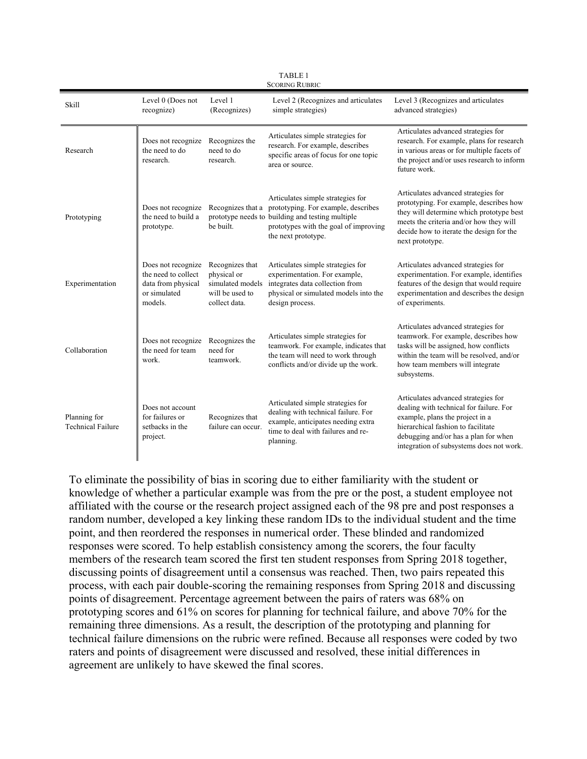TABLE 1
SCORING RUBRIC

| Skill | Level 0 (Does not recognize) | Level 1 (Recognizes) | Level 2 (Recognizes and articulates simple strategies) | Level 3 (Recognizes and articulates advanced strategies) |
|---|---|---|---|---|
| Research | Does not recognize the need to do research. | Recognizes the need to do research. | Articulates simple strategies for research. For example, describes specific areas of focus for one topic area or source. | Articulates advanced strategies for research. For example, plans for research in various areas or for multiple facets of the project and/or uses research to inform future work. |
| Prototyping | Does not recognize the need to build a prototype. | Recognizes that a prototype needs to be built. | Articulates simple strategies for prototyping. For example, describes building and testing multiple prototypes with the goal of improving the next prototype. | Articulates advanced strategies for prototyping. For example, describes how they will determine which prototype best meets the criteria and/or how they will decide how to iterate the design for the next prototype. |
| Experimentation | Does not recognize the need to collect data from physical or simulated models. | Recognizes that physical or simulated models will be used to collect data. | Articulates simple strategies for experimentation. For example, integrates data collection from physical or simulated models into the design process. | Articulates advanced strategies for experimentation. For example, identifies features of the design that would require experimentation and describes the design of experiments. |
| Collaboration | Does not recognize the need for team work. | Recognizes the need for teamwork. | Articulates simple strategies for teamwork. For example, indicates that the team will need to work through conflicts and/or divide up the work. | Articulates advanced strategies for teamwork. For example, describes how tasks will be assigned, how conflicts within the team will be resolved, and/or how team members will integrate subsystems. |
| Planning for Technical Failure | Does not account for failures or setbacks in the project. | Recognizes that failure can occur. | Articulated simple strategies for dealing with technical failure. For example, anticipates needing extra time to deal with failures and re-planning. | Articulates advanced strategies for dealing with technical for failure. For example, plans the project in a hierarchical fashion to facilitate debugging and/or has a plan for when integration of subsystems does not work. |

To eliminate the possibility of bias in scoring due to either familiarity with the student or knowledge of whether a particular example was from the pre or the post, a student employee not affiliated with the course or the research project assigned each of the 98 pre and post responses a random number, developed a key linking these random IDs to the individual student and the time point, and then reordered the responses in numerical order. These blinded and randomized responses were scored. To help establish consistency among the scorers, the four faculty members of the research team scored the first ten student responses from Spring 2018 together, discussing points of disagreement until a consensus was reached. Then, two pairs repeated this process, with each pair double-scoring the remaining responses from Spring 2018 and discussing points of disagreement. Percentage agreement between the pairs of raters was 68% on prototyping scores and 61% on scores for planning for technical failure, and above 70% for the remaining three dimensions. As a result, the description of the prototyping and planning for technical failure dimensions on the rubric were refined. Because all responses were coded by two raters and points of disagreement were discussed and resolved, these initial differences in agreement are unlikely to have skewed the final scores.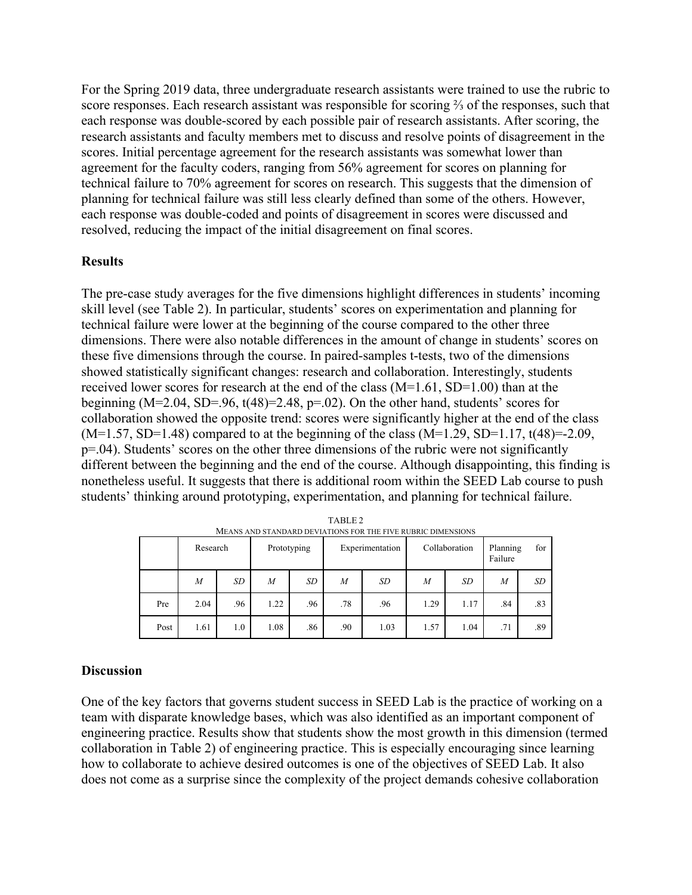For the Spring 2019 data, three undergraduate research assistants were trained to use the rubric to score responses. Each research assistant was responsible for scoring ⅔ of the responses, such that each response was double-scored by each possible pair of research assistants. After scoring, the research assistants and faculty members met to discuss and resolve points of disagreement in the scores. Initial percentage agreement for the research assistants was somewhat lower than agreement for the faculty coders, ranging from 56% agreement for scores on planning for technical failure to 70% agreement for scores on research. This suggests that the dimension of planning for technical failure was still less clearly defined than some of the others. However, each response was double-coded and points of disagreement in scores were discussed and resolved, reducing the impact of the initial disagreement on final scores.

## Results

The pre-case study averages for the five dimensions highlight differences in students' incoming skill level (see Table 2). In particular, students' scores on experimentation and planning for technical failure were lower at the beginning of the course compared to the other three dimensions. There were also notable differences in the amount of change in students' scores on these five dimensions through the course. In paired-samples t-tests, two of the dimensions showed statistically significant changes: research and collaboration. Interestingly, students received lower scores for research at the end of the class ($M=1.61$, $SD=1.00$) than at the beginning ($M=2.04$, $SD=.96$, $t(48)=2.48$, $p=.02$). On the other hand, students' scores for collaboration showed the opposite trend: scores were significantly higher at the end of the class ($M=1.57$, $SD=1.48$) compared to at the beginning of the class ($M=1.29$, $SD=1.17$, $t(48)=-2.09$, $p=.04$). Students' scores on the other three dimensions of the rubric were not significantly different between the beginning and the end of the course. Although disappointing, this finding is nonetheless useful. It suggests that there is additional room within the SEED Lab course to push students' thinking around prototyping, experimentation, and planning for technical failure.

TABLE 2
MEANS AND STANDARD DEVIATIONS FOR THE FIVE RUBRIC DIMENSIONS

| | Research | | Prototyping | | Experimentation | | Collaboration | | Planning for Failure | |
|---|---|---|---|---|---|---|---|---|---|---|
| | *M* | *SD* | *M* | *SD* | *M* | *SD* | *M* | *SD* | *M* | *SD* |
| Pre | 2.04 | .96 | 1.22 | .96 | .78 | .96 | 1.29 | 1.17 | .84 | .83 |
| Post | 1.61 | 1.0 | 1.08 | .86 | .90 | 1.03 | 1.57 | 1.04 | .71 | .89 |

## Discussion

One of the key factors that governs student success in SEED Lab is the practice of working on a team with disparate knowledge bases, which was also identified as an important component of engineering practice. Results show that students show the most growth in this dimension (termed collaboration in Table 2) of engineering practice. This is especially encouraging since learning how to collaborate to achieve desired outcomes is one of the objectives of SEED Lab. It also does not come as a surprise since the complexity of the project demands cohesive collaboration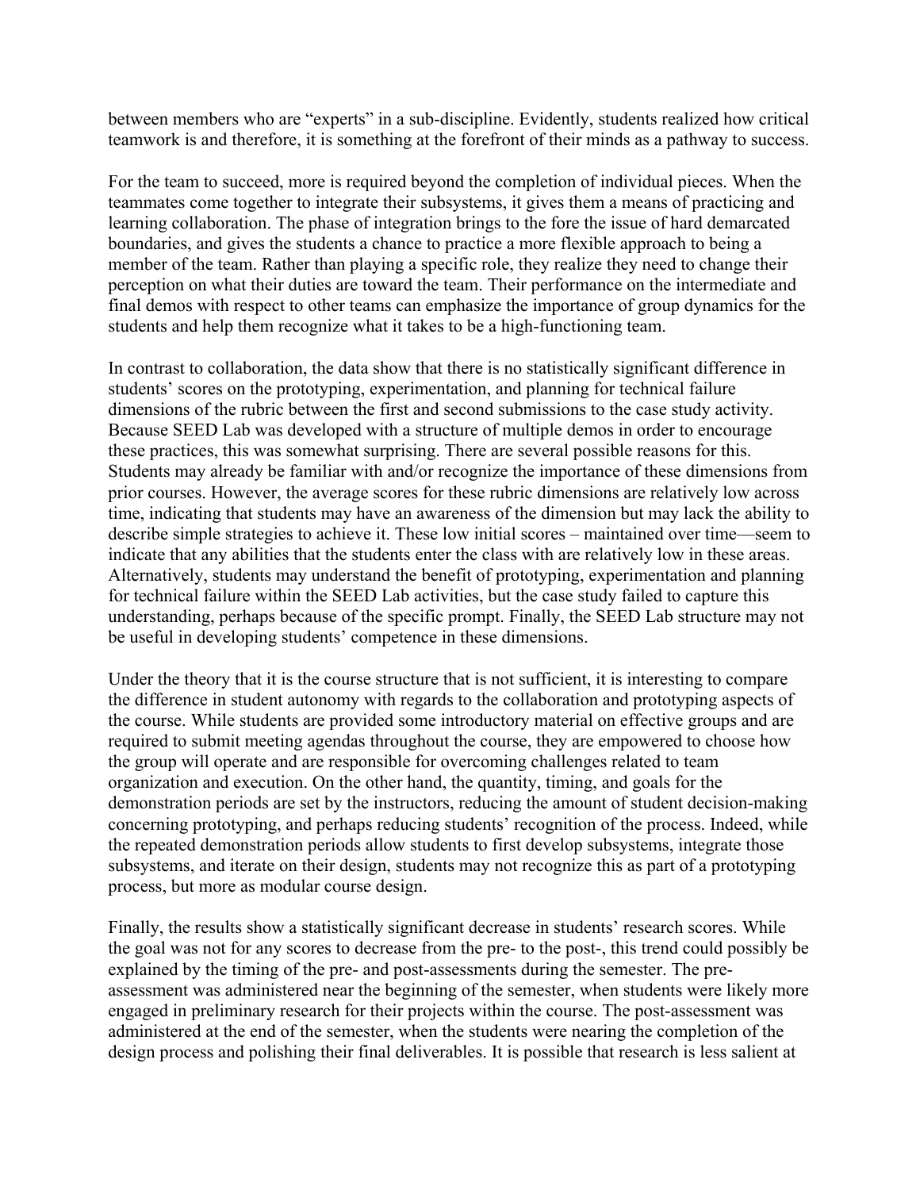between members who are "experts" in a sub-discipline. Evidently, students realized how critical teamwork is and therefore, it is something at the forefront of their minds as a pathway to success.

For the team to succeed, more is required beyond the completion of individual pieces. When the teammates come together to integrate their subsystems, it gives them a means of practicing and learning collaboration. The phase of integration brings to the fore the issue of hard demarcated boundaries, and gives the students a chance to practice a more flexible approach to being a member of the team. Rather than playing a specific role, they realize they need to change their perception on what their duties are toward the team. Their performance on the intermediate and final demos with respect to other teams can emphasize the importance of group dynamics for the students and help them recognize what it takes to be a high-functioning team.

In contrast to collaboration, the data show that there is no statistically significant difference in students' scores on the prototyping, experimentation, and planning for technical failure dimensions of the rubric between the first and second submissions to the case study activity. Because SEED Lab was developed with a structure of multiple demos in order to encourage these practices, this was somewhat surprising. There are several possible reasons for this. Students may already be familiar with and/or recognize the importance of these dimensions from prior courses. However, the average scores for these rubric dimensions are relatively low across time, indicating that students may have an awareness of the dimension but may lack the ability to describe simple strategies to achieve it. These low initial scores – maintained over time—seem to indicate that any abilities that the students enter the class with are relatively low in these areas. Alternatively, students may understand the benefit of prototyping, experimentation and planning for technical failure within the SEED Lab activities, but the case study failed to capture this understanding, perhaps because of the specific prompt. Finally, the SEED Lab structure may not be useful in developing students' competence in these dimensions.

Under the theory that it is the course structure that is not sufficient, it is interesting to compare the difference in student autonomy with regards to the collaboration and prototyping aspects of the course. While students are provided some introductory material on effective groups and are required to submit meeting agendas throughout the course, they are empowered to choose how the group will operate and are responsible for overcoming challenges related to team organization and execution. On the other hand, the quantity, timing, and goals for the demonstration periods are set by the instructors, reducing the amount of student decision-making concerning prototyping, and perhaps reducing students' recognition of the process. Indeed, while the repeated demonstration periods allow students to first develop subsystems, integrate those subsystems, and iterate on their design, students may not recognize this as part of a prototyping process, but more as modular course design.

Finally, the results show a statistically significant decrease in students' research scores. While the goal was not for any scores to decrease from the pre- to the post-, this trend could possibly be explained by the timing of the pre- and post-assessments during the semester. The pre-assessment was administered near the beginning of the semester, when students were likely more engaged in preliminary research for their projects within the course. The post-assessment was administered at the end of the semester, when the students were nearing the completion of the design process and polishing their final deliverables. It is possible that research is less salient at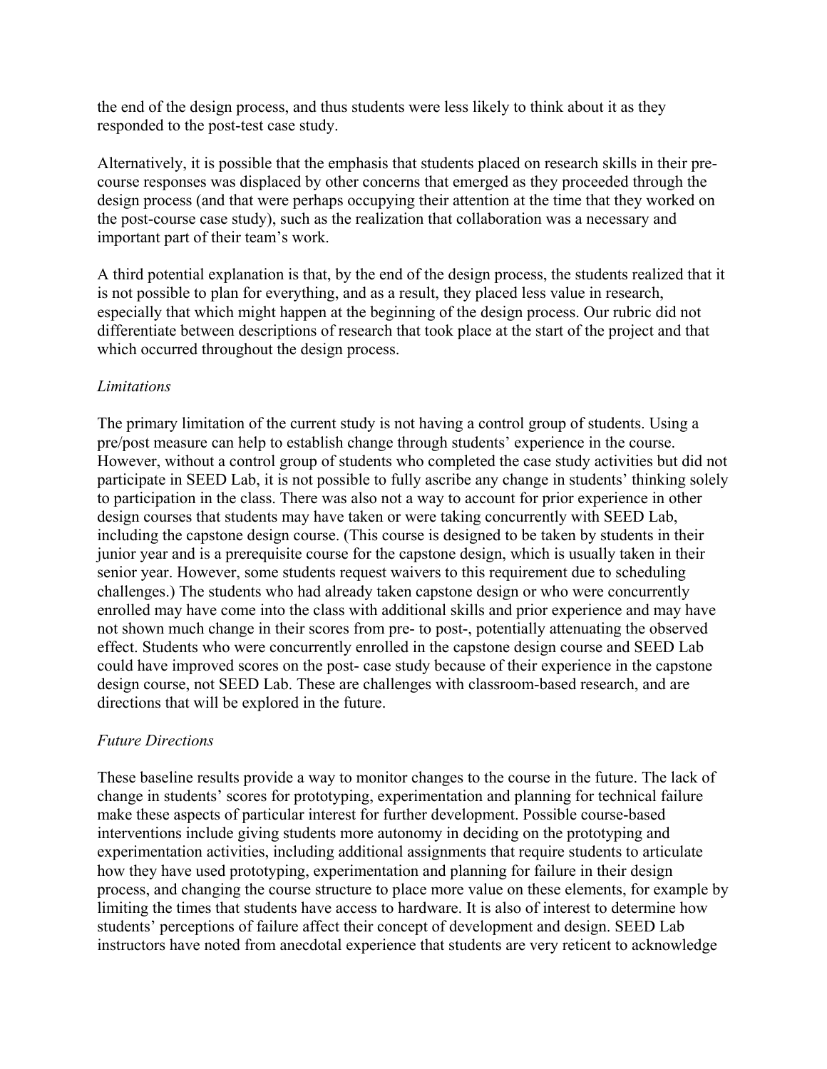the end of the design process, and thus students were less likely to think about it as they responded to the post-test case study.

Alternatively, it is possible that the emphasis that students placed on research skills in their pre-course responses was displaced by other concerns that emerged as they proceeded through the design process (and that were perhaps occupying their attention at the time that they worked on the post-course case study), such as the realization that collaboration was a necessary and important part of their team's work.

A third potential explanation is that, by the end of the design process, the students realized that it is not possible to plan for everything, and as a result, they placed less value in research, especially that which might happen at the beginning of the design process. Our rubric did not differentiate between descriptions of research that took place at the start of the project and that which occurred throughout the design process.

*Limitations*

The primary limitation of the current study is not having a control group of students. Using a pre/post measure can help to establish change through students' experience in the course. However, without a control group of students who completed the case study activities but did not participate in SEED Lab, it is not possible to fully ascribe any change in students' thinking solely to participation in the class. There was also not a way to account for prior experience in other design courses that students may have taken or were taking concurrently with SEED Lab, including the capstone design course. (This course is designed to be taken by students in their junior year and is a prerequisite course for the capstone design, which is usually taken in their senior year. However, some students request waivers to this requirement due to scheduling challenges.) The students who had already taken capstone design or who were concurrently enrolled may have come into the class with additional skills and prior experience and may have not shown much change in their scores from pre- to post-, potentially attenuating the observed effect. Students who were concurrently enrolled in the capstone design course and SEED Lab could have improved scores on the post- case study because of their experience in the capstone design course, not SEED Lab. These are challenges with classroom-based research, and are directions that will be explored in the future.

*Future Directions*

These baseline results provide a way to monitor changes to the course in the future. The lack of change in students' scores for prototyping, experimentation and planning for technical failure make these aspects of particular interest for further development. Possible course-based interventions include giving students more autonomy in deciding on the prototyping and experimentation activities, including additional assignments that require students to articulate how they have used prototyping, experimentation and planning for failure in their design process, and changing the course structure to place more value on these elements, for example by limiting the times that students have access to hardware. It is also of interest to determine how students' perceptions of failure affect their concept of development and design. SEED Lab instructors have noted from anecdotal experience that students are very reticent to acknowledge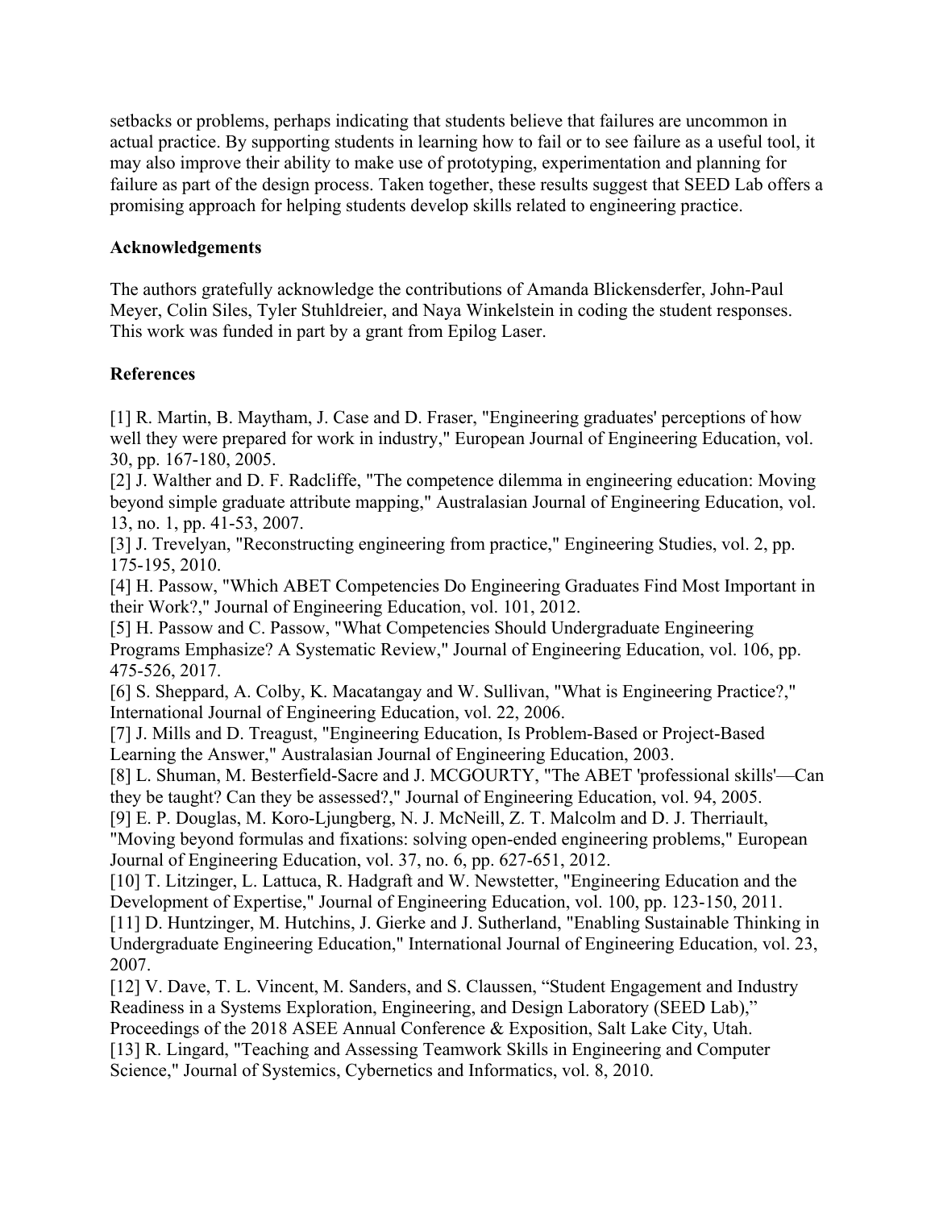setbacks or problems, perhaps indicating that students believe that failures are uncommon in actual practice. By supporting students in learning how to fail or to see failure as a useful tool, it may also improve their ability to make use of prototyping, experimentation and planning for failure as part of the design process. Taken together, these results suggest that SEED Lab offers a promising approach for helping students develop skills related to engineering practice.

**Acknowledgements**

The authors gratefully acknowledge the contributions of Amanda Blickensderfer, John-Paul Meyer, Colin Siles, Tyler Stuhldreier, and Naya Winkelstein in coding the student responses. This work was funded in part by a grant from Epilog Laser.

**References**

[1] R. Martin, B. Maytham, J. Case and D. Fraser, "Engineering graduates' perceptions of how well they were prepared for work in industry," European Journal of Engineering Education, vol. 30, pp. 167-180, 2005.
[2] J. Walther and D. F. Radcliffe, "The competence dilemma in engineering education: Moving beyond simple graduate attribute mapping," Australasian Journal of Engineering Education, vol. 13, no. 1, pp. 41-53, 2007.
[3] J. Trevelyan, "Reconstructing engineering from practice," Engineering Studies, vol. 2, pp. 175-195, 2010.
[4] H. Passow, "Which ABET Competencies Do Engineering Graduates Find Most Important in their Work?," Journal of Engineering Education, vol. 101, 2012.
[5] H. Passow and C. Passow, "What Competencies Should Undergraduate Engineering Programs Emphasize? A Systematic Review," Journal of Engineering Education, vol. 106, pp. 475-526, 2017.
[6] S. Sheppard, A. Colby, K. Macatangay and W. Sullivan, "What is Engineering Practice?," International Journal of Engineering Education, vol. 22, 2006.
[7] J. Mills and D. Treagust, "Engineering Education, Is Problem-Based or Project-Based Learning the Answer," Australasian Journal of Engineering Education, 2003.
[8] L. Shuman, M. Besterfield-Sacre and J. MCGOURTY, "The ABET 'professional skills'—Can they be taught? Can they be assessed?," Journal of Engineering Education, vol. 94, 2005.
[9] E. P. Douglas, M. Koro-Ljungberg, N. J. McNeill, Z. T. Malcolm and D. J. Therriault, "Moving beyond formulas and fixations: solving open-ended engineering problems," European Journal of Engineering Education, vol. 37, no. 6, pp. 627-651, 2012.
[10] T. Litzinger, L. Lattuca, R. Hadgraft and W. Newstetter, "Engineering Education and the Development of Expertise," Journal of Engineering Education, vol. 100, pp. 123-150, 2011.
[11] D. Huntzinger, M. Hutchins, J. Gierke and J. Sutherland, "Enabling Sustainable Thinking in Undergraduate Engineering Education," International Journal of Engineering Education, vol. 23, 2007.
[12] V. Dave, T. L. Vincent, M. Sanders, and S. Claussen, "Student Engagement and Industry Readiness in a Systems Exploration, Engineering, and Design Laboratory (SEED Lab)," Proceedings of the 2018 ASEE Annual Conference & Exposition, Salt Lake City, Utah.
[13] R. Lingard, "Teaching and Assessing Teamwork Skills in Engineering and Computer Science," Journal of Systemics, Cybernetics and Informatics, vol. 8, 2010.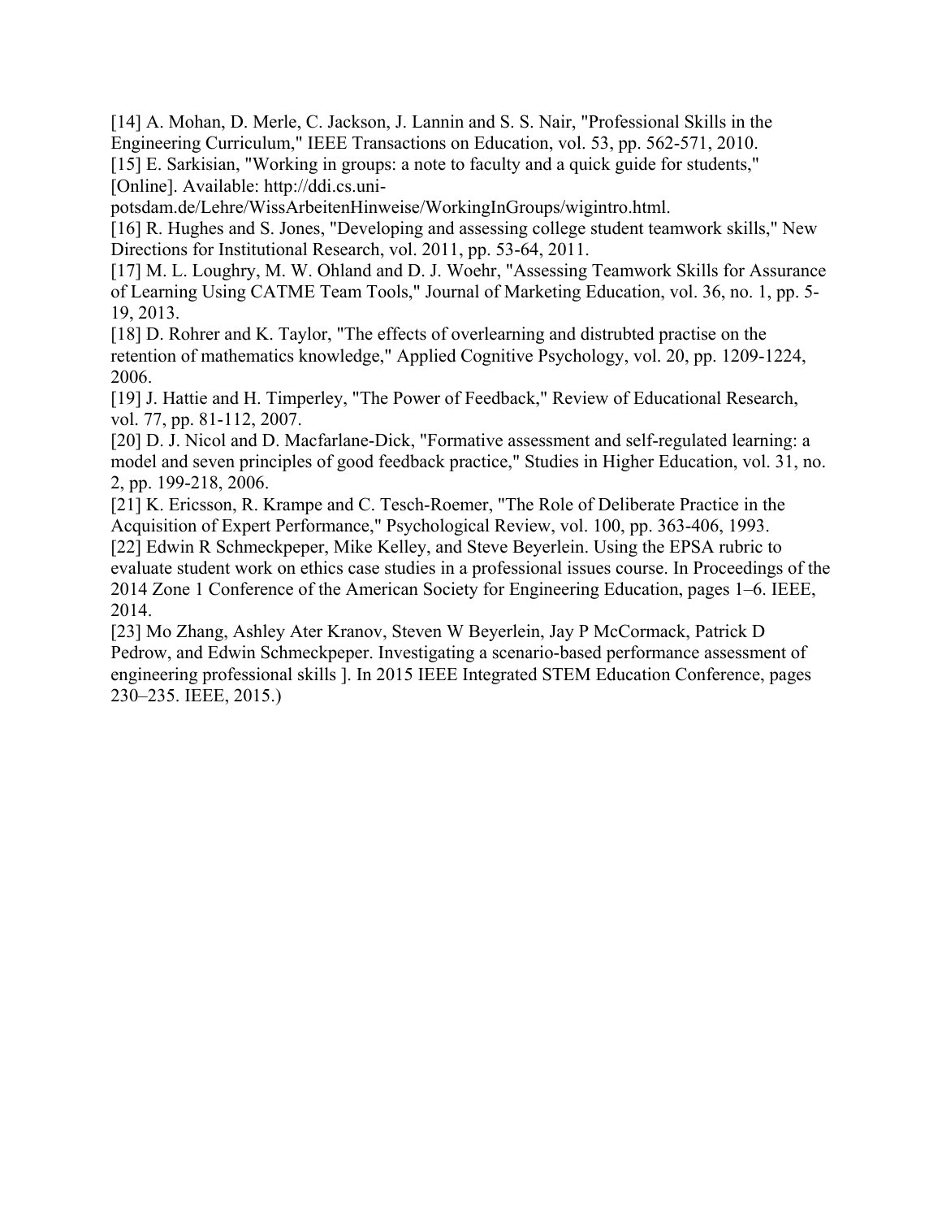[14] A. Mohan, D. Merle, C. Jackson, J. Lannin and S. S. Nair, "Professional Skills in the Engineering Curriculum," IEEE Transactions on Education, vol. 53, pp. 562-571, 2010.

[15] E. Sarkisian, "Working in groups: a note to faculty and a quick guide for students," [Online]. Available: http://ddi.cs.uni-potsdam.de/Lehre/WissArbeitenHinweise/WorkingInGroups/wigintro.html.

[16] R. Hughes and S. Jones, "Developing and assessing college student teamwork skills," New Directions for Institutional Research, vol. 2011, pp. 53-64, 2011.

[17] M. L. Loughry, M. W. Ohland and D. J. Woehr, "Assessing Teamwork Skills for Assurance of Learning Using CATME Team Tools," Journal of Marketing Education, vol. 36, no. 1, pp. 5-19, 2013.

[18] D. Rohrer and K. Taylor, "The effects of overlearning and distrubted practise on the retention of mathematics knowledge," Applied Cognitive Psychology, vol. 20, pp. 1209-1224, 2006.

[19] J. Hattie and H. Timperley, "The Power of Feedback," Review of Educational Research, vol. 77, pp. 81-112, 2007.

[20] D. J. Nicol and D. Macfarlane-Dick, "Formative assessment and self-regulated learning: a model and seven principles of good feedback practice," Studies in Higher Education, vol. 31, no. 2, pp. 199-218, 2006.

[21] K. Ericsson, R. Krampe and C. Tesch-Roemer, "The Role of Deliberate Practice in the Acquisition of Expert Performance," Psychological Review, vol. 100, pp. 363-406, 1993.

[22] Edwin R Schmeckpeper, Mike Kelley, and Steve Beyerlein. Using the EPSA rubric to evaluate student work on ethics case studies in a professional issues course. In Proceedings of the 2014 Zone 1 Conference of the American Society for Engineering Education, pages 1–6. IEEE, 2014.

[23] Mo Zhang, Ashley Ater Kranov, Steven W Beyerlein, Jay P McCormack, Patrick D Pedrow, and Edwin Schmeckpeper. Investigating a scenario-based performance assessment of engineering professional skills ]. In 2015 IEEE Integrated STEM Education Conference, pages 230–235. IEEE, 2015.)